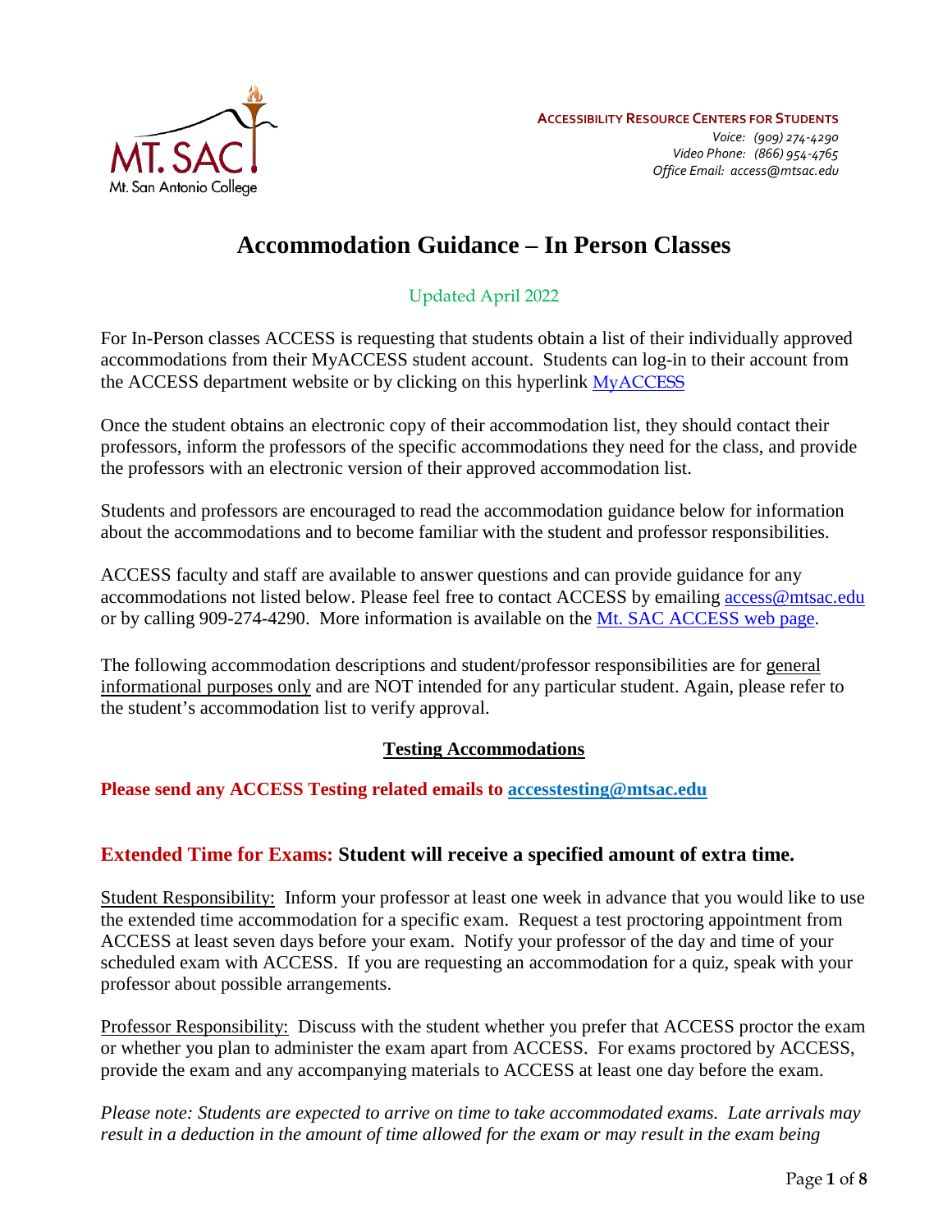**ACCESSIBILITY RESOURCE CENTERS FOR STUDENTS**
*Voice: (909) 274-4290*
*Video Phone: (866) 954-4765*
*Office Email: access@mtsac.edu*

# Accommodation Guidance – In Person Classes

Updated April 2022

For In-Person classes ACCESS is requesting that students obtain a list of their individually approved accommodations from their MyACCESS student account. Students can log-in to their account from the ACCESS department website or by clicking on this hyperlink MyACCESS

Once the student obtains an electronic copy of their accommodation list, they should contact their professors, inform the professors of the specific accommodations they need for the class, and provide the professors with an electronic version of their approved accommodation list.

Students and professors are encouraged to read the accommodation guidance below for information about the accommodations and to become familiar with the student and professor responsibilities.

ACCESS faculty and staff are available to answer questions and can provide guidance for any accommodations not listed below. Please feel free to contact ACCESS by emailing access@mtsac.edu or by calling 909-274-4290. More information is available on the Mt. SAC ACCESS web page.

The following accommodation descriptions and student/professor responsibilities are for general informational purposes only and are NOT intended for any particular student. Again, please refer to the student's accommodation list to verify approval.

## Testing Accommodations

**Please send any ACCESS Testing related emails to accesstesting@mtsac.edu**

### Extended Time for Exams: Student will receive a specified amount of extra time.

Student Responsibility: Inform your professor at least one week in advance that you would like to use the extended time accommodation for a specific exam. Request a test proctoring appointment from ACCESS at least seven days before your exam. Notify your professor of the day and time of your scheduled exam with ACCESS. If you are requesting an accommodation for a quiz, speak with your professor about possible arrangements.

Professor Responsibility: Discuss with the student whether you prefer that ACCESS proctor the exam or whether you plan to administer the exam apart from ACCESS. For exams proctored by ACCESS, provide the exam and any accompanying materials to ACCESS at least one day before the exam.

*Please note: Students are expected to arrive on time to take accommodated exams. Late arrivals may result in a deduction in the amount of time allowed for the exam or may result in the exam being*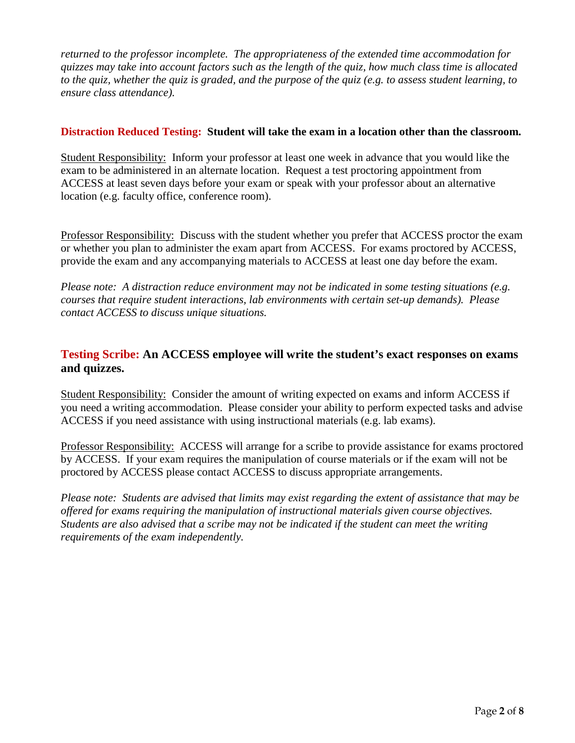*returned to the professor incomplete. The appropriateness of the extended time accommodation for quizzes may take into account factors such as the length of the quiz, how much class time is allocated to the quiz, whether the quiz is graded, and the purpose of the quiz (e.g. to assess student learning, to ensure class attendance).*

**Distraction Reduced Testing: Student will take the exam in a location other than the classroom.**

Student Responsibility: Inform your professor at least one week in advance that you would like the exam to be administered in an alternate location. Request a test proctoring appointment from ACCESS at least seven days before your exam or speak with your professor about an alternative location (e.g. faculty office, conference room).

Professor Responsibility: Discuss with the student whether you prefer that ACCESS proctor the exam or whether you plan to administer the exam apart from ACCESS. For exams proctored by ACCESS, provide the exam and any accompanying materials to ACCESS at least one day before the exam.

*Please note: A distraction reduce environment may not be indicated in some testing situations (e.g. courses that require student interactions, lab environments with certain set-up demands). Please contact ACCESS to discuss unique situations.*

## Testing Scribe: An ACCESS employee will write the student's exact responses on exams and quizzes.

Student Responsibility: Consider the amount of writing expected on exams and inform ACCESS if you need a writing accommodation. Please consider your ability to perform expected tasks and advise ACCESS if you need assistance with using instructional materials (e.g. lab exams).

Professor Responsibility: ACCESS will arrange for a scribe to provide assistance for exams proctored by ACCESS. If your exam requires the manipulation of course materials or if the exam will not be proctored by ACCESS please contact ACCESS to discuss appropriate arrangements.

*Please note: Students are advised that limits may exist regarding the extent of assistance that may be offered for exams requiring the manipulation of instructional materials given course objectives. Students are also advised that a scribe may not be indicated if the student can meet the writing requirements of the exam independently.*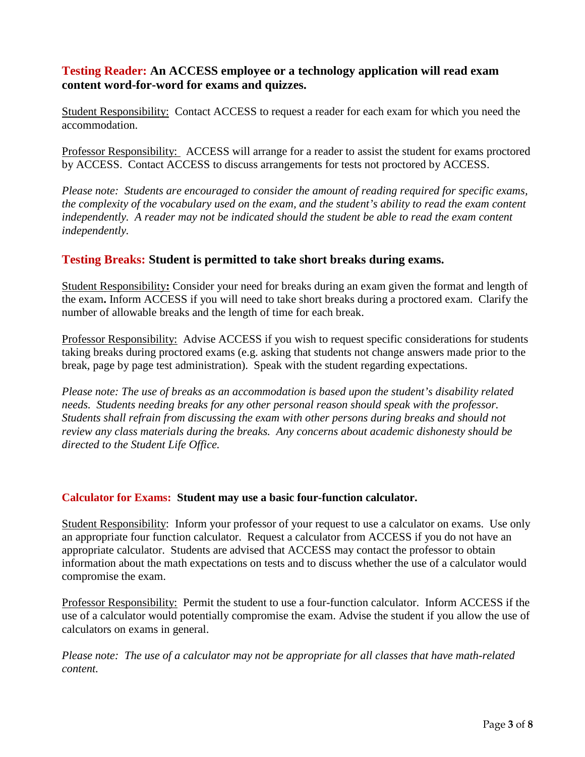## **Testing Reader:** An ACCESS employee or a technology application will read exam content word-for-word for exams and quizzes.

Student Responsibility: Contact ACCESS to request a reader for each exam for which you need the accommodation.

Professor Responsibility: ACCESS will arrange for a reader to assist the student for exams proctored by ACCESS. Contact ACCESS to discuss arrangements for tests not proctored by ACCESS.

*Please note: Students are encouraged to consider the amount of reading required for specific exams, the complexity of the vocabulary used on the exam, and the student's ability to read the exam content independently. A reader may not be indicated should the student be able to read the exam content independently.*

## **Testing Breaks:** Student is permitted to take short breaks during exams.

Student Responsibility**:** Consider your need for breaks during an exam given the format and length of the exam**.** Inform ACCESS if you will need to take short breaks during a proctored exam. Clarify the number of allowable breaks and the length of time for each break.

Professor Responsibility: Advise ACCESS if you wish to request specific considerations for students taking breaks during proctored exams (e.g. asking that students not change answers made prior to the break, page by page test administration). Speak with the student regarding expectations.

*Please note: The use of breaks as an accommodation is based upon the student's disability related needs. Students needing breaks for any other personal reason should speak with the professor. Students shall refrain from discussing the exam with other persons during breaks and should not review any class materials during the breaks. Any concerns about academic dishonesty should be directed to the Student Life Office.*

### **Calculator for Exams:** Student may use a basic four-function calculator.

Student Responsibility: Inform your professor of your request to use a calculator on exams. Use only an appropriate four function calculator. Request a calculator from ACCESS if you do not have an appropriate calculator. Students are advised that ACCESS may contact the professor to obtain information about the math expectations on tests and to discuss whether the use of a calculator would compromise the exam.

Professor Responsibility: Permit the student to use a four-function calculator. Inform ACCESS if the use of a calculator would potentially compromise the exam. Advise the student if you allow the use of calculators on exams in general.

*Please note: The use of a calculator may not be appropriate for all classes that have math-related content.*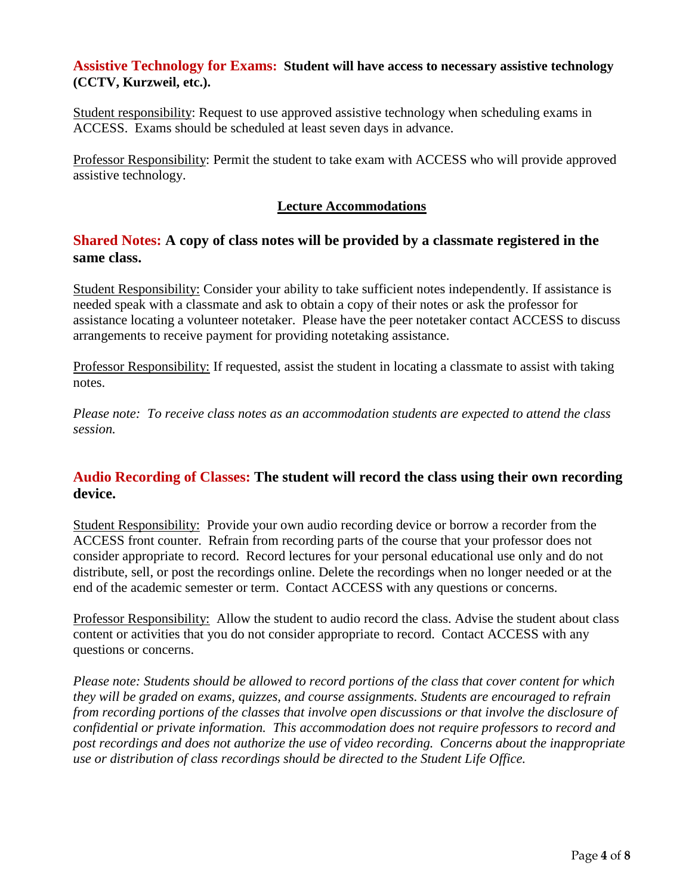**Assistive Technology for Exams: Student will have access to necessary assistive technology (CCTV, Kurzweil, etc.).**

Student responsibility: Request to use approved assistive technology when scheduling exams in ACCESS. Exams should be scheduled at least seven days in advance.

Professor Responsibility: Permit the student to take exam with ACCESS who will provide approved assistive technology.

## Lecture Accommodations

### Shared Notes: A copy of class notes will be provided by a classmate registered in the same class.

Student Responsibility: Consider your ability to take sufficient notes independently. If assistance is needed speak with a classmate and ask to obtain a copy of their notes or ask the professor for assistance locating a volunteer notetaker. Please have the peer notetaker contact ACCESS to discuss arrangements to receive payment for providing notetaking assistance.

Professor Responsibility: If requested, assist the student in locating a classmate to assist with taking notes.

*Please note: To receive class notes as an accommodation students are expected to attend the class session.*

### Audio Recording of Classes: The student will record the class using their own recording device.

Student Responsibility: Provide your own audio recording device or borrow a recorder from the ACCESS front counter. Refrain from recording parts of the course that your professor does not consider appropriate to record. Record lectures for your personal educational use only and do not distribute, sell, or post the recordings online. Delete the recordings when no longer needed or at the end of the academic semester or term. Contact ACCESS with any questions or concerns.

Professor Responsibility: Allow the student to audio record the class. Advise the student about class content or activities that you do not consider appropriate to record. Contact ACCESS with any questions or concerns.

*Please note: Students should be allowed to record portions of the class that cover content for which they will be graded on exams, quizzes, and course assignments. Students are encouraged to refrain from recording portions of the classes that involve open discussions or that involve the disclosure of confidential or private information. This accommodation does not require professors to record and post recordings and does not authorize the use of video recording. Concerns about the inappropriate use or distribution of class recordings should be directed to the Student Life Office.*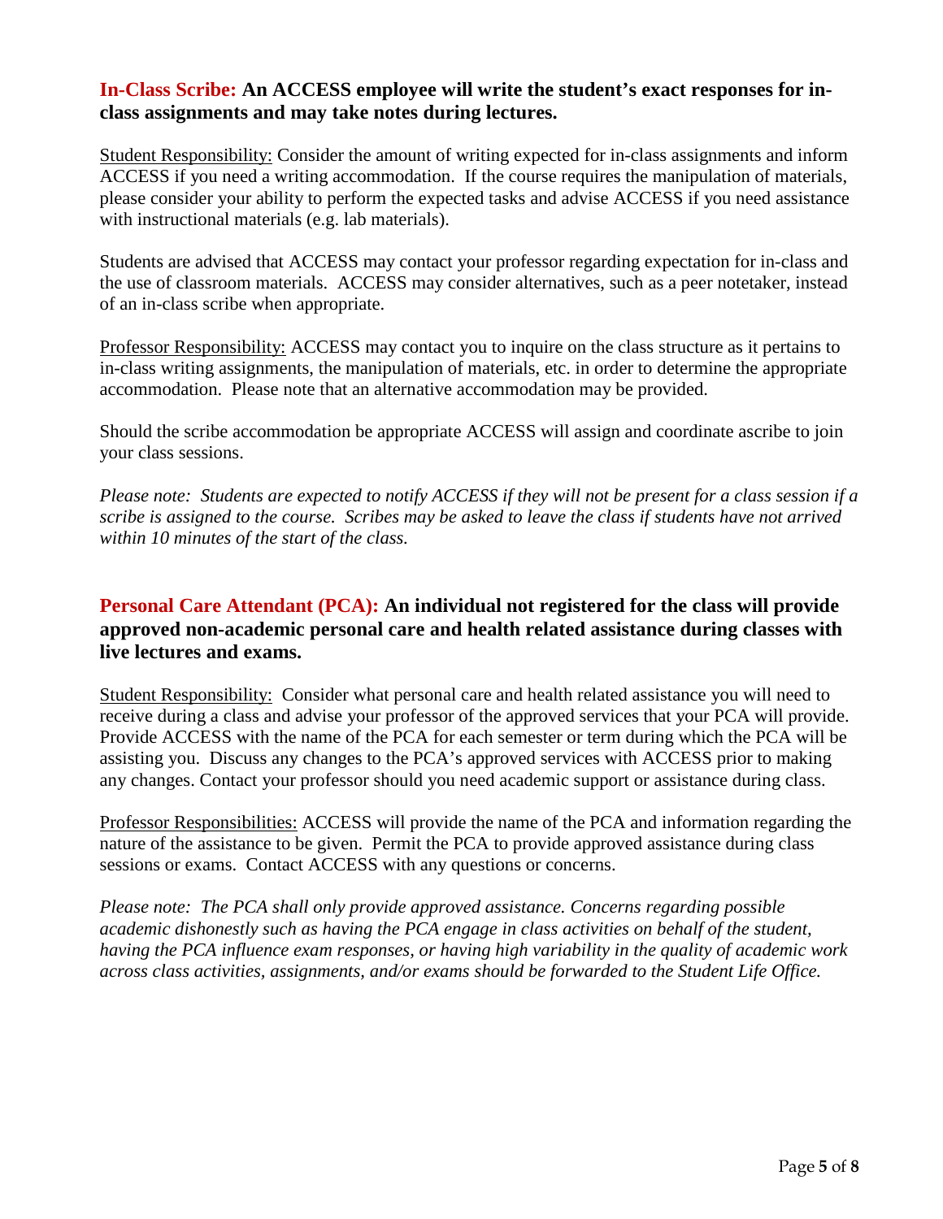## In-Class Scribe: An ACCESS employee will write the student's exact responses for in-class assignments and may take notes during lectures.

Student Responsibility: Consider the amount of writing expected for in-class assignments and inform ACCESS if you need a writing accommodation. If the course requires the manipulation of materials, please consider your ability to perform the expected tasks and advise ACCESS if you need assistance with instructional materials (e.g. lab materials).

Students are advised that ACCESS may contact your professor regarding expectation for in-class and the use of classroom materials. ACCESS may consider alternatives, such as a peer notetaker, instead of an in-class scribe when appropriate.

Professor Responsibility: ACCESS may contact you to inquire on the class structure as it pertains to in-class writing assignments, the manipulation of materials, etc. in order to determine the appropriate accommodation. Please note that an alternative accommodation may be provided.

Should the scribe accommodation be appropriate ACCESS will assign and coordinate ascribe to join your class sessions.

*Please note: Students are expected to notify ACCESS if they will not be present for a class session if a scribe is assigned to the course. Scribes may be asked to leave the class if students have not arrived within 10 minutes of the start of the class.*

## Personal Care Attendant (PCA): An individual not registered for the class will provide approved non-academic personal care and health related assistance during classes with live lectures and exams.

Student Responsibility: Consider what personal care and health related assistance you will need to receive during a class and advise your professor of the approved services that your PCA will provide. Provide ACCESS with the name of the PCA for each semester or term during which the PCA will be assisting you. Discuss any changes to the PCA's approved services with ACCESS prior to making any changes. Contact your professor should you need academic support or assistance during class.

Professor Responsibilities: ACCESS will provide the name of the PCA and information regarding the nature of the assistance to be given. Permit the PCA to provide approved assistance during class sessions or exams. Contact ACCESS with any questions or concerns.

*Please note: The PCA shall only provide approved assistance. Concerns regarding possible academic dishonestly such as having the PCA engage in class activities on behalf of the student, having the PCA influence exam responses, or having high variability in the quality of academic work across class activities, assignments, and/or exams should be forwarded to the Student Life Office.*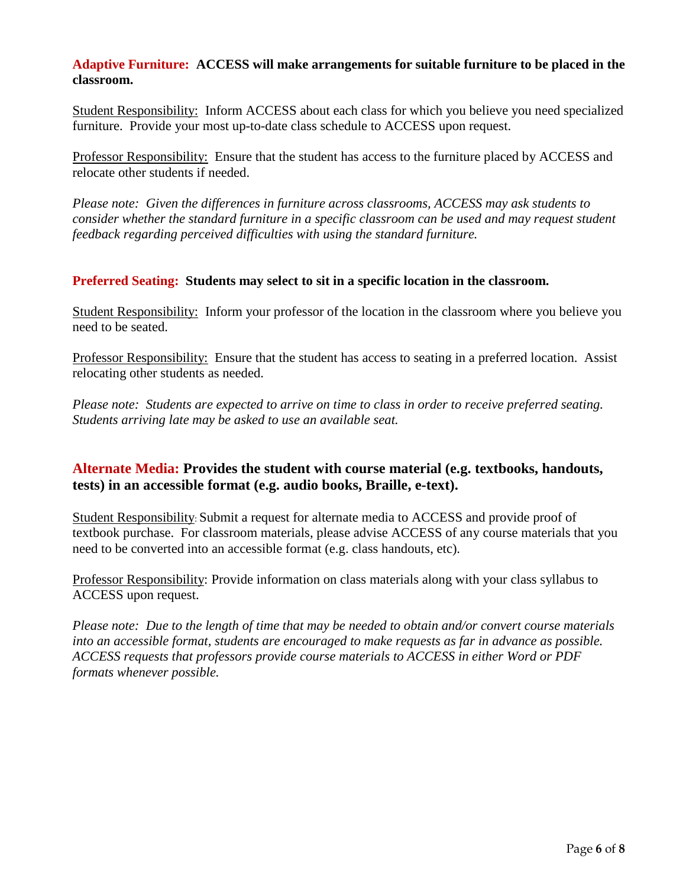**Adaptive Furniture: ACCESS will make arrangements for suitable furniture to be placed in the classroom.**

Student Responsibility: Inform ACCESS about each class for which you believe you need specialized furniture. Provide your most up-to-date class schedule to ACCESS upon request.

Professor Responsibility: Ensure that the student has access to the furniture placed by ACCESS and relocate other students if needed.

*Please note: Given the differences in furniture across classrooms, ACCESS may ask students to consider whether the standard furniture in a specific classroom can be used and may request student feedback regarding perceived difficulties with using the standard furniture.*

**Preferred Seating: Students may select to sit in a specific location in the classroom.**

Student Responsibility: Inform your professor of the location in the classroom where you believe you need to be seated.

Professor Responsibility: Ensure that the student has access to seating in a preferred location. Assist relocating other students as needed.

*Please note: Students are expected to arrive on time to class in order to receive preferred seating. Students arriving late may be asked to use an available seat.*

**Alternate Media: Provides the student with course material (e.g. textbooks, handouts, tests) in an accessible format (e.g. audio books, Braille, e-text).**

Student Responsibility: Submit a request for alternate media to ACCESS and provide proof of textbook purchase. For classroom materials, please advise ACCESS of any course materials that you need to be converted into an accessible format (e.g. class handouts, etc).

Professor Responsibility: Provide information on class materials along with your class syllabus to ACCESS upon request.

*Please note: Due to the length of time that may be needed to obtain and/or convert course materials into an accessible format, students are encouraged to make requests as far in advance as possible. ACCESS requests that professors provide course materials to ACCESS in either Word or PDF formats whenever possible.*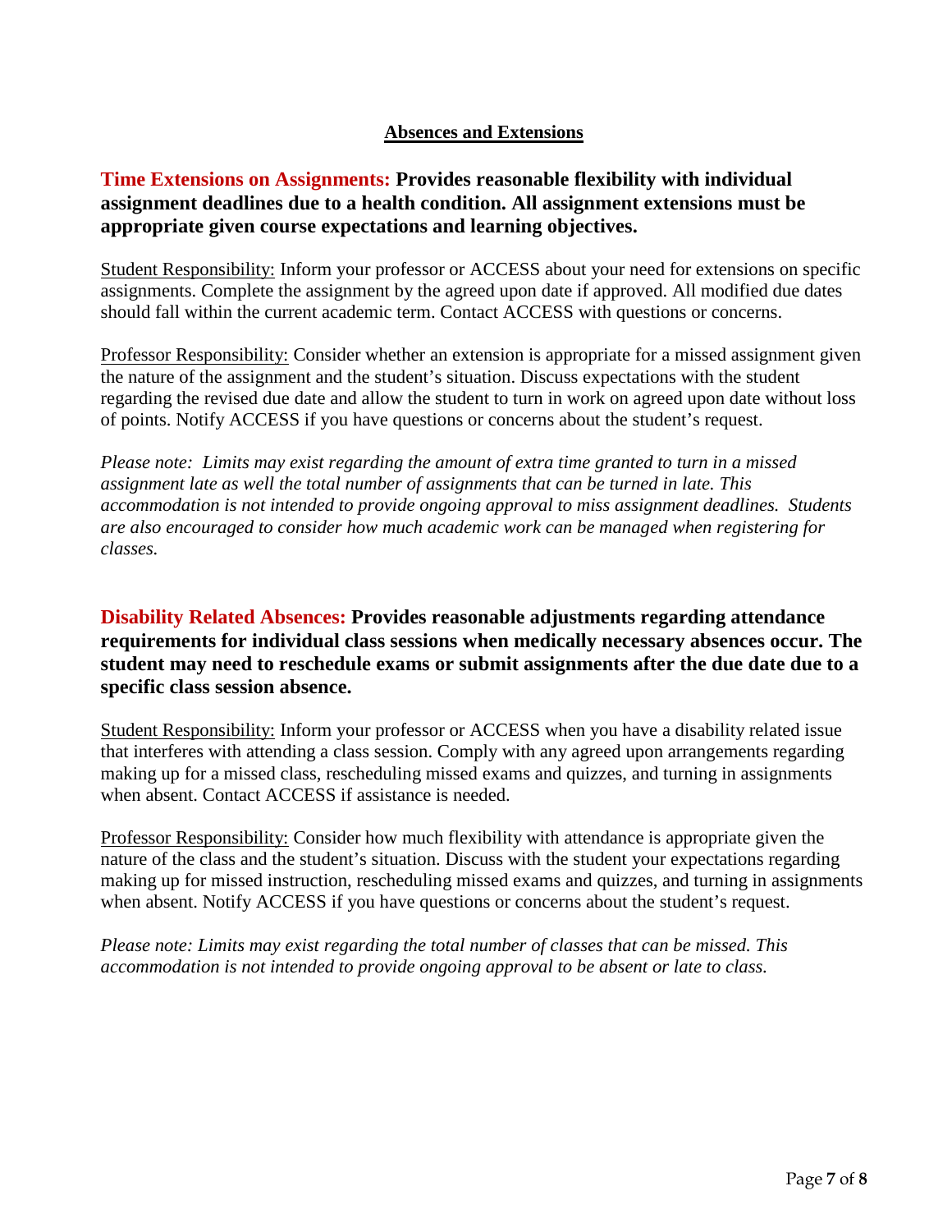## Absences and Extensions

**Time Extensions on Assignments: Provides reasonable flexibility with individual assignment deadlines due to a health condition. All assignment extensions must be appropriate given course expectations and learning objectives.**

Student Responsibility: Inform your professor or ACCESS about your need for extensions on specific assignments. Complete the assignment by the agreed upon date if approved. All modified due dates should fall within the current academic term. Contact ACCESS with questions or concerns.

Professor Responsibility: Consider whether an extension is appropriate for a missed assignment given the nature of the assignment and the student's situation. Discuss expectations with the student regarding the revised due date and allow the student to turn in work on agreed upon date without loss of points. Notify ACCESS if you have questions or concerns about the student's request.

*Please note: Limits may exist regarding the amount of extra time granted to turn in a missed assignment late as well the total number of assignments that can be turned in late. This accommodation is not intended to provide ongoing approval to miss assignment deadlines. Students are also encouraged to consider how much academic work can be managed when registering for classes.*

**Disability Related Absences: Provides reasonable adjustments regarding attendance requirements for individual class sessions when medically necessary absences occur. The student may need to reschedule exams or submit assignments after the due date due to a specific class session absence.**

Student Responsibility: Inform your professor or ACCESS when you have a disability related issue that interferes with attending a class session. Comply with any agreed upon arrangements regarding making up for a missed class, rescheduling missed exams and quizzes, and turning in assignments when absent. Contact ACCESS if assistance is needed.

Professor Responsibility: Consider how much flexibility with attendance is appropriate given the nature of the class and the student's situation. Discuss with the student your expectations regarding making up for missed instruction, rescheduling missed exams and quizzes, and turning in assignments when absent. Notify ACCESS if you have questions or concerns about the student's request.

*Please note: Limits may exist regarding the total number of classes that can be missed. This accommodation is not intended to provide ongoing approval to be absent or late to class.*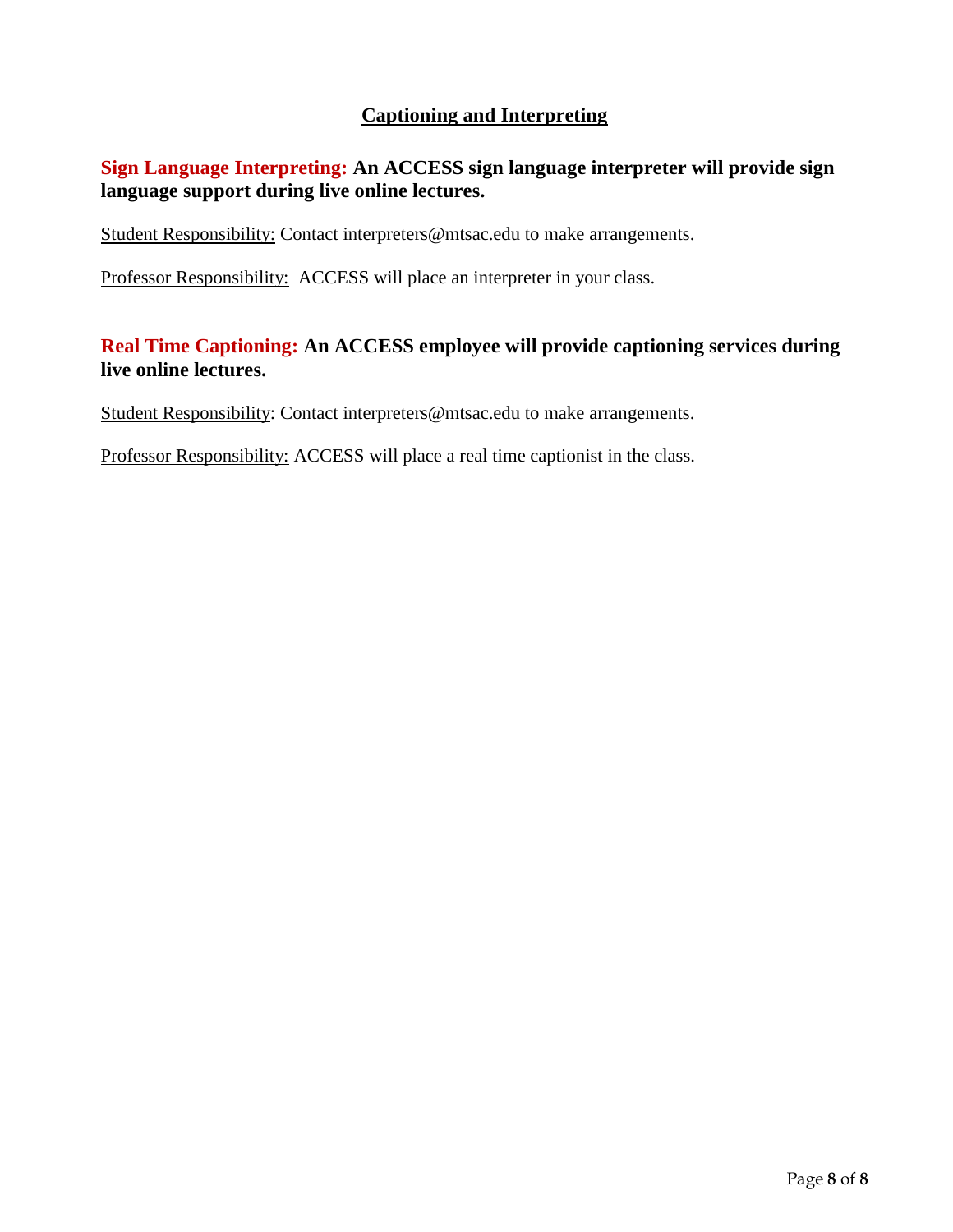## Captioning and Interpreting

**Sign Language Interpreting: An ACCESS sign language interpreter will provide sign language support during live online lectures.**

Student Responsibility: Contact interpreters@mtsac.edu to make arrangements.

Professor Responsibility: ACCESS will place an interpreter in your class.

**Real Time Captioning: An ACCESS employee will provide captioning services during live online lectures.**

Student Responsibility: Contact interpreters@mtsac.edu to make arrangements.

Professor Responsibility: ACCESS will place a real time captionist in the class.